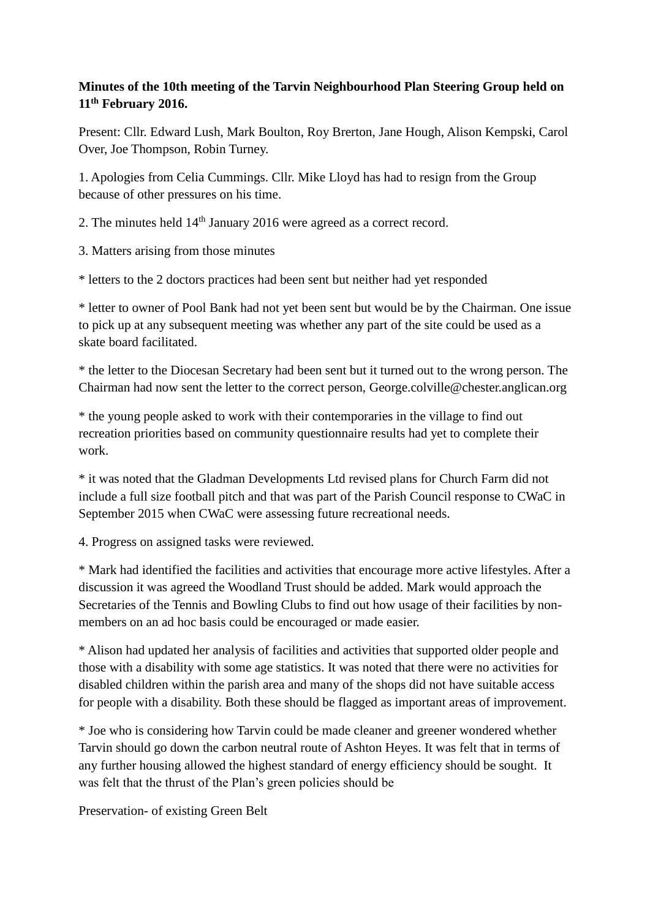**Minutes of the 10th meeting of the Tarvin Neighbourhood Plan Steering Group held on 11th February 2016.**

Present: Cllr. Edward Lush, Mark Boulton, Roy Brerton, Jane Hough, Alison Kempski, Carol Over, Joe Thompson, Robin Turney.

1. Apologies from Celia Cummings. Cllr. Mike Lloyd has had to resign from the Group because of other pressures on his time.

2. The minutes held 14th January 2016 were agreed as a correct record.

3. Matters arising from those minutes

* letters to the 2 doctors practices had been sent but neither had yet responded

* letter to owner of Pool Bank had not yet been sent but would be by the Chairman. One issue to pick up at any subsequent meeting was whether any part of the site could be used as a skate board facilitated.

* the letter to the Diocesan Secretary had been sent but it turned out to the wrong person. The Chairman had now sent the letter to the correct person, George.colville@chester.anglican.org

* the young people asked to work with their contemporaries in the village to find out recreation priorities based on community questionnaire results had yet to complete their work.

* it was noted that the Gladman Developments Ltd revised plans for Church Farm did not include a full size football pitch and that was part of the Parish Council response to CWaC in September 2015 when CWaC were assessing future recreational needs.

4. Progress on assigned tasks were reviewed.

* Mark had identified the facilities and activities that encourage more active lifestyles. After a discussion it was agreed the Woodland Trust should be added. Mark would approach the Secretaries of the Tennis and Bowling Clubs to find out how usage of their facilities by non-members on an ad hoc basis could be encouraged or made easier.

* Alison had updated her analysis of facilities and activities that supported older people and those with a disability with some age statistics. It was noted that there were no activities for disabled children within the parish area and many of the shops did not have suitable access for people with a disability. Both these should be flagged as important areas of improvement.

* Joe who is considering how Tarvin could be made cleaner and greener wondered whether Tarvin should go down the carbon neutral route of Ashton Heyes. It was felt that in terms of any further housing allowed the highest standard of energy efficiency should be sought. It was felt that the thrust of the Plan's green policies should be

Preservation- of existing Green Belt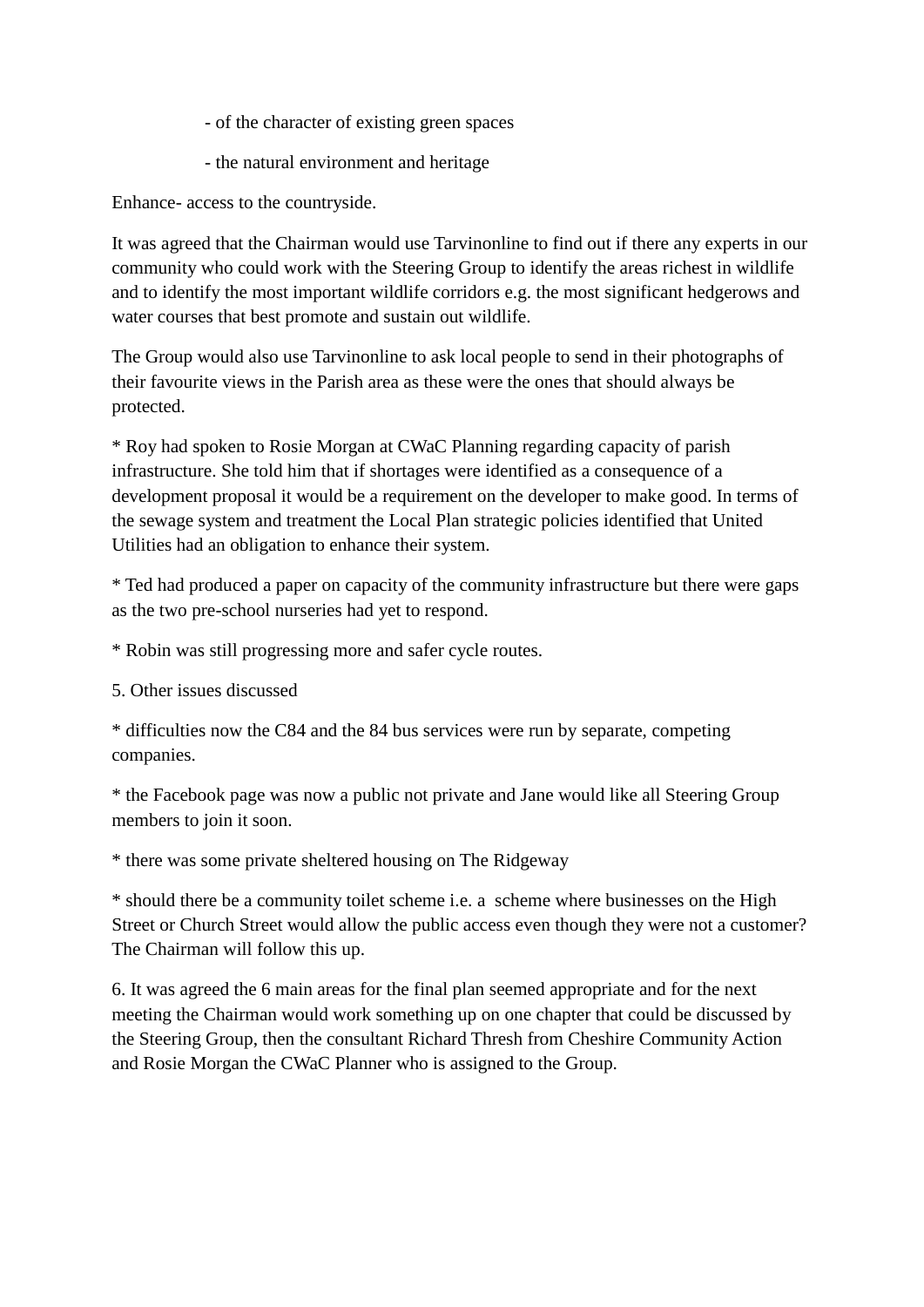- of the character of existing green spaces

- the natural environment and heritage

Enhance- access to the countryside.

It was agreed that the Chairman would use Tarvinonline to find out if there any experts in our community who could work with the Steering Group to identify the areas richest in wildlife and to identify the most important wildlife corridors e.g. the most significant hedgerows and water courses that best promote and sustain out wildlife.

The Group would also use Tarvinonline to ask local people to send in their photographs of their favourite views in the Parish area as these were the ones that should always be protected.

* Roy had spoken to Rosie Morgan at CWaC Planning regarding capacity of parish infrastructure. She told him that if shortages were identified as a consequence of a development proposal it would be a requirement on the developer to make good. In terms of the sewage system and treatment the Local Plan strategic policies identified that United Utilities had an obligation to enhance their system.

* Ted had produced a paper on capacity of the community infrastructure but there were gaps as the two pre-school nurseries had yet to respond.

* Robin was still progressing more and safer cycle routes.

5. Other issues discussed

* difficulties now the C84 and the 84 bus services were run by separate, competing companies.

* the Facebook page was now a public not private and Jane would like all Steering Group members to join it soon.

* there was some private sheltered housing on The Ridgeway

* should there be a community toilet scheme i.e. a scheme where businesses on the High Street or Church Street would allow the public access even though they were not a customer? The Chairman will follow this up.

6. It was agreed the 6 main areas for the final plan seemed appropriate and for the next meeting the Chairman would work something up on one chapter that could be discussed by the Steering Group, then the consultant Richard Thresh from Cheshire Community Action and Rosie Morgan the CWaC Planner who is assigned to the Group.